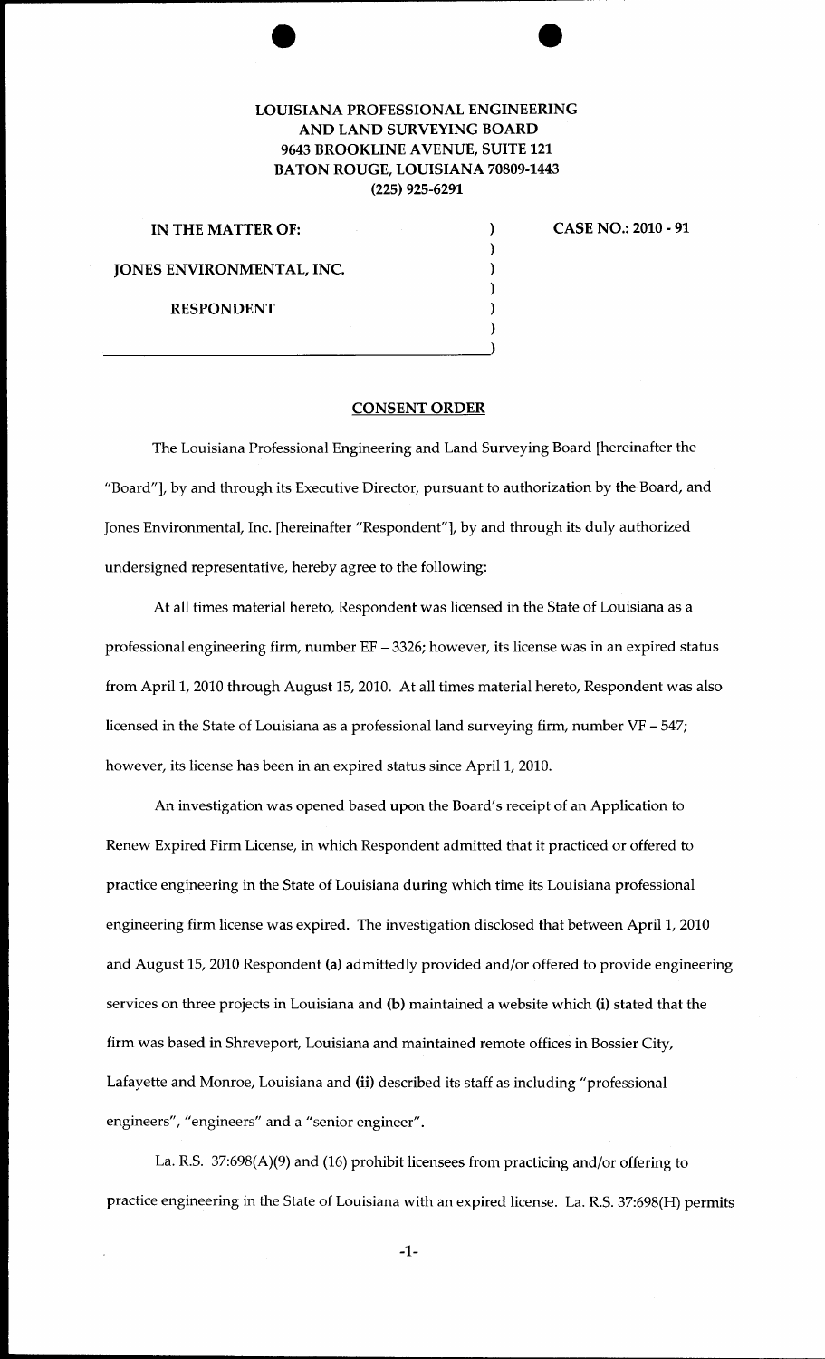**LOUISIANA PROFESSIONAL ENGINEERING AND LAND SURVEYING BOARD**
**9643 BROOKLINE AVENUE, SUITE 121**
**BATON ROUGE, LOUISIANA 70809-1443**
**(225) 925-6291**

**IN THE MATTER OF:**

**JONES ENVIRONMENTAL, INC.**

**RESPONDENT**

**CASE NO.: 2010 - 91**

## CONSENT ORDER

The Louisiana Professional Engineering and Land Surveying Board [hereinafter the "Board"], by and through its Executive Director, pursuant to authorization by the Board, and Jones Environmental, Inc. [hereinafter "Respondent"], by and through its duly authorized undersigned representative, hereby agree to the following:

At all times material hereto, Respondent was licensed in the State of Louisiana as a professional engineering firm, number EF – 3326; however, its license was in an expired status from April 1, 2010 through August 15, 2010. At all times material hereto, Respondent was also licensed in the State of Louisiana as a professional land surveying firm, number VF – 547; however, its license has been in an expired status since April 1, 2010.

An investigation was opened based upon the Board's receipt of an Application to Renew Expired Firm License, in which Respondent admitted that it practiced or offered to practice engineering in the State of Louisiana during which time its Louisiana professional engineering firm license was expired. The investigation disclosed that between April 1, 2010 and August 15, 2010 Respondent **(a)** admittedly provided and/or offered to provide engineering services on three projects in Louisiana and **(b)** maintained a website which **(i)** stated that the firm was based in Shreveport, Louisiana and maintained remote offices in Bossier City, Lafayette and Monroe, Louisiana and **(ii)** described its staff as including "professional engineers", "engineers" and a "senior engineer".

La. R.S. 37:698(A)(9) and (16) prohibit licensees from practicing and/or offering to practice engineering in the State of Louisiana with an expired license. La. R.S. 37:698(H) permits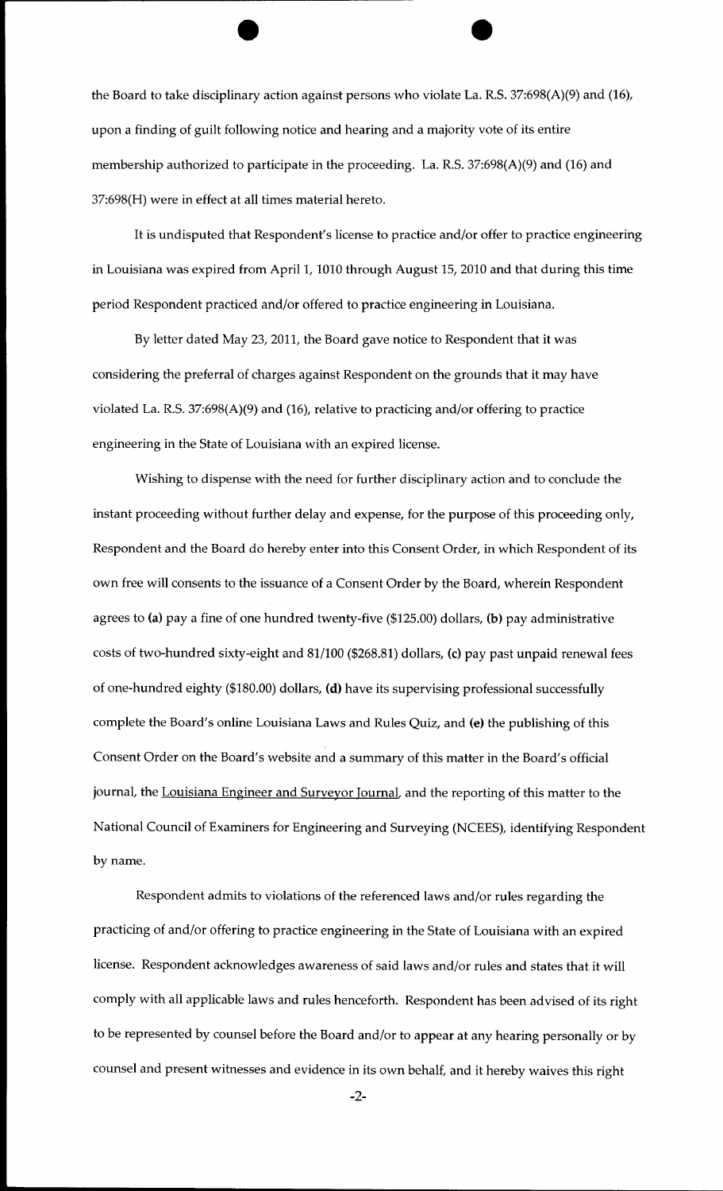the Board to take disciplinary action against persons who violate La. R.S. 37:698(A)(9) and (16), upon a finding of guilt following notice and hearing and a majority vote of its entire membership authorized to participate in the proceeding. La. R.S. 37:698(A)(9) and (16) and 37:698(H) were in effect at all times material hereto.

It is undisputed that Respondent's license to practice and/or offer to practice engineering in Louisiana was expired from April 1, 1010 through August 15, 2010 and that during this time period Respondent practiced and/or offered to practice engineering in Louisiana.

By letter dated May 23, 2011, the Board gave notice to Respondent that it was considering the preferral of charges against Respondent on the grounds that it may have violated La. R.S. 37:698(A)(9) and (16), relative to practicing and/or offering to practice engineering in the State of Louisiana with an expired license.

Wishing to dispense with the need for further disciplinary action and to conclude the instant proceeding without further delay and expense, for the purpose of this proceeding only, Respondent and the Board do hereby enter into this Consent Order, in which Respondent of its own free will consents to the issuance of a Consent Order by the Board, wherein Respondent agrees to **(a)** pay a fine of one hundred twenty-five ($125.00) dollars, **(b)** pay administrative costs of two-hundred sixty-eight and 81/100 ($268.81) dollars, **(c)** pay past unpaid renewal fees of one-hundred eighty ($180.00) dollars, **(d)** have its supervising professional successfully complete the Board's online Louisiana Laws and Rules Quiz, and **(e)** the publishing of this Consent Order on the Board's website and a summary of this matter in the Board's official journal, the Louisiana Engineer and Surveyor Journal, and the reporting of this matter to the National Council of Examiners for Engineering and Surveying (NCEES), identifying Respondent by name.

Respondent admits to violations of the referenced laws and/or rules regarding the practicing of and/or offering to practice engineering in the State of Louisiana with an expired license. Respondent acknowledges awareness of said laws and/or rules and states that it will comply with all applicable laws and rules henceforth. Respondent has been advised of its right to be represented by counsel before the Board and/or to appear at any hearing personally or by counsel and present witnesses and evidence in its own behalf, and it hereby waives this right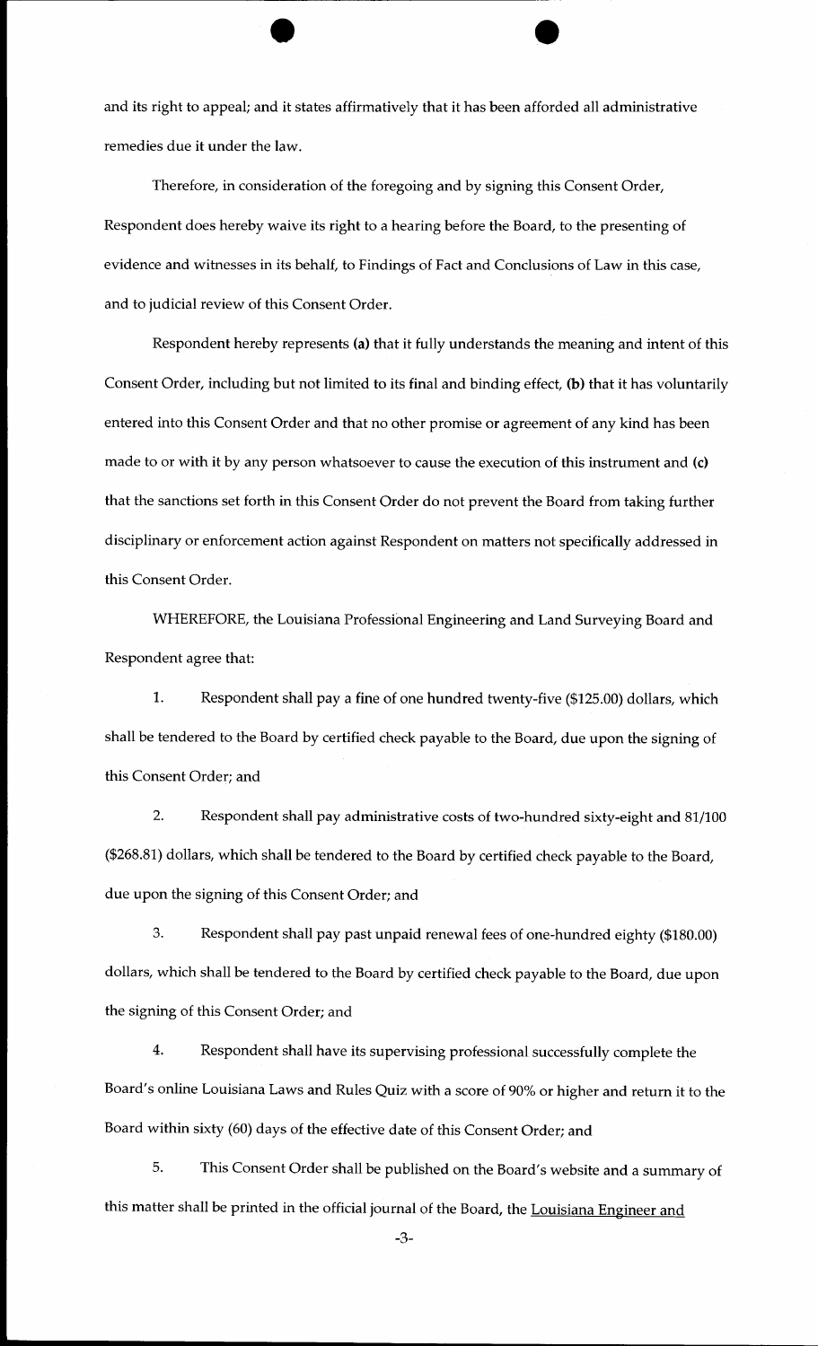and its right to appeal; and it states affirmatively that it has been afforded all administrative remedies due it under the law.

Therefore, in consideration of the foregoing and by signing this Consent Order, Respondent does hereby waive its right to a hearing before the Board, to the presenting of evidence and witnesses in its behalf, to Findings of Fact and Conclusions of Law in this case, and to judicial review of this Consent Order.

Respondent hereby represents **(a)** that it fully understands the meaning and intent of this Consent Order, including but not limited to its final and binding effect, **(b)** that it has voluntarily entered into this Consent Order and that no other promise or agreement of any kind has been made to or with it by any person whatsoever to cause the execution of this instrument and **(c)** that the sanctions set forth in this Consent Order do not prevent the Board from taking further disciplinary or enforcement action against Respondent on matters not specifically addressed in this Consent Order.

WHEREFORE, the Louisiana Professional Engineering and Land Surveying Board and Respondent agree that:

1. Respondent shall pay a fine of one hundred twenty-five ($125.00) dollars, which shall be tendered to the Board by certified check payable to the Board, due upon the signing of this Consent Order; and

2. Respondent shall pay administrative costs of two-hundred sixty-eight and 81/100 ($268.81) dollars, which shall be tendered to the Board by certified check payable to the Board, due upon the signing of this Consent Order; and

3. Respondent shall pay past unpaid renewal fees of one-hundred eighty ($180.00) dollars, which shall be tendered to the Board by certified check payable to the Board, due upon the signing of this Consent Order; and

4. Respondent shall have its supervising professional successfully complete the Board's online Louisiana Laws and Rules Quiz with a score of 90% or higher and return it to the Board within sixty (60) days of the effective date of this Consent Order; and

5. This Consent Order shall be published on the Board's website and a summary of this matter shall be printed in the official journal of the Board, the Louisiana Engineer and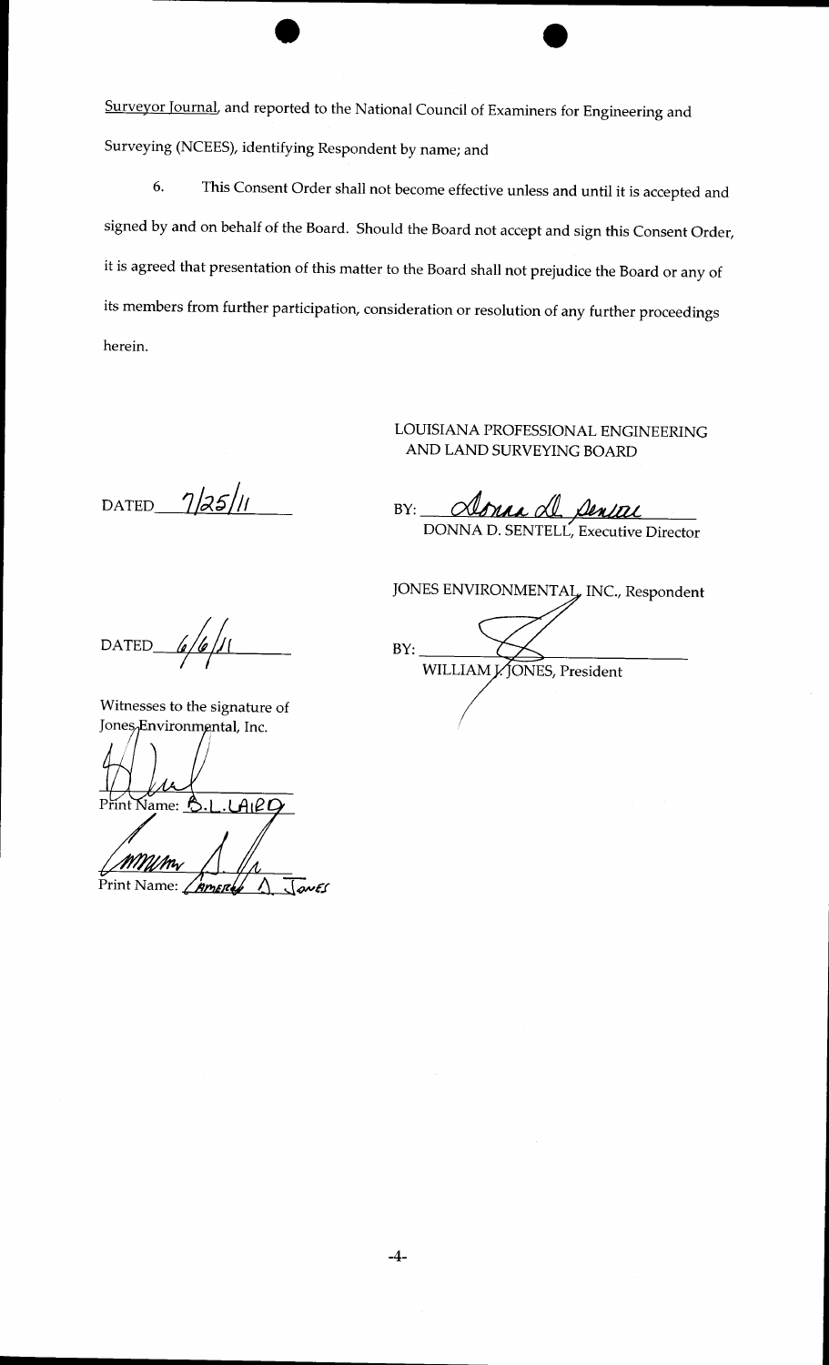Surveyor Journal, and reported to the National Council of Examiners for Engineering and Surveying (NCEES), identifying Respondent by name; and

6. This Consent Order shall not become effective unless and until it is accepted and signed by and on behalf of the Board. Should the Board not accept and sign this Consent Order, it is agreed that presentation of this matter to the Board shall not prejudice the Board or any of its members from further participation, consideration or resolution of any further proceedings herein.

LOUISIANA PROFESSIONAL ENGINEERING AND LAND SURVEYING BOARD

DATED 7/25/11

BY: Donna D. Sentell
DONNA D. SENTELL, Executive Director

JONES ENVIRONMENTAL, INC., Respondent

DATED 6/6/11

BY: ____________________
WILLIAM J. JONES, President

Witnesses to the signature of Jones Environmental, Inc.

____________________
Print Name: B.L. LAIRD

____________________
Print Name: AMBER D. JONES